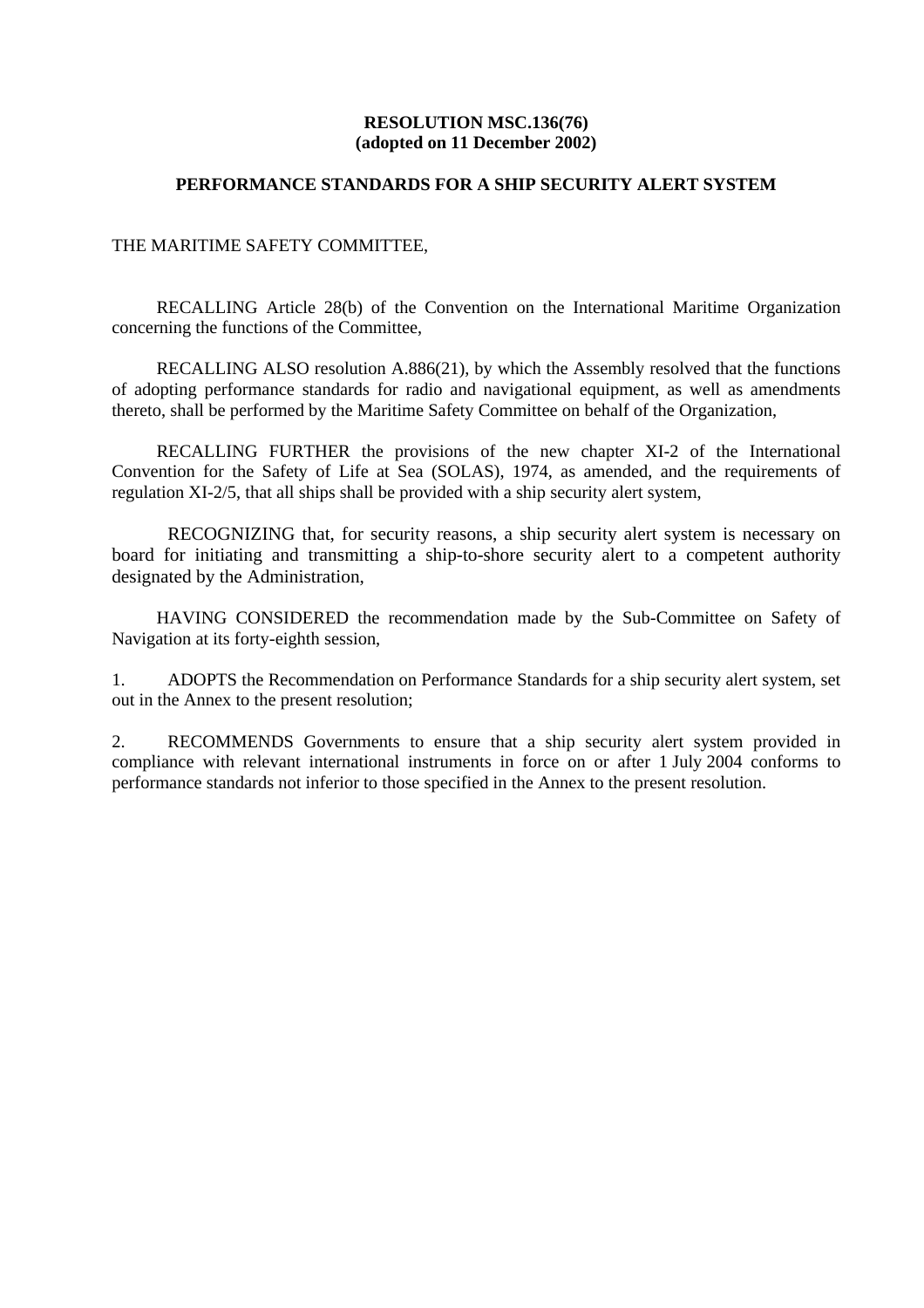**RESOLUTION MSC.136(76)**
**(adopted on 11 December 2002)**

**PERFORMANCE STANDARDS FOR A SHIP SECURITY ALERT SYSTEM**

THE MARITIME SAFETY COMMITTEE,

RECALLING Article 28(b) of the Convention on the International Maritime Organization concerning the functions of the Committee,

RECALLING ALSO resolution A.886(21), by which the Assembly resolved that the functions of adopting performance standards for radio and navigational equipment, as well as amendments thereto, shall be performed by the Maritime Safety Committee on behalf of the Organization,

RECALLING FURTHER the provisions of the new chapter XI-2 of the International Convention for the Safety of Life at Sea (SOLAS), 1974, as amended, and the requirements of regulation XI-2/5, that all ships shall be provided with a ship security alert system,

RECOGNIZING that, for security reasons, a ship security alert system is necessary on board for initiating and transmitting a ship-to-shore security alert to a competent authority designated by the Administration,

HAVING CONSIDERED the recommendation made by the Sub-Committee on Safety of Navigation at its forty-eighth session,

1. ADOPTS the Recommendation on Performance Standards for a ship security alert system, set out in the Annex to the present resolution;

2. RECOMMENDS Governments to ensure that a ship security alert system provided in compliance with relevant international instruments in force on or after 1 July 2004 conforms to performance standards not inferior to those specified in the Annex to the present resolution.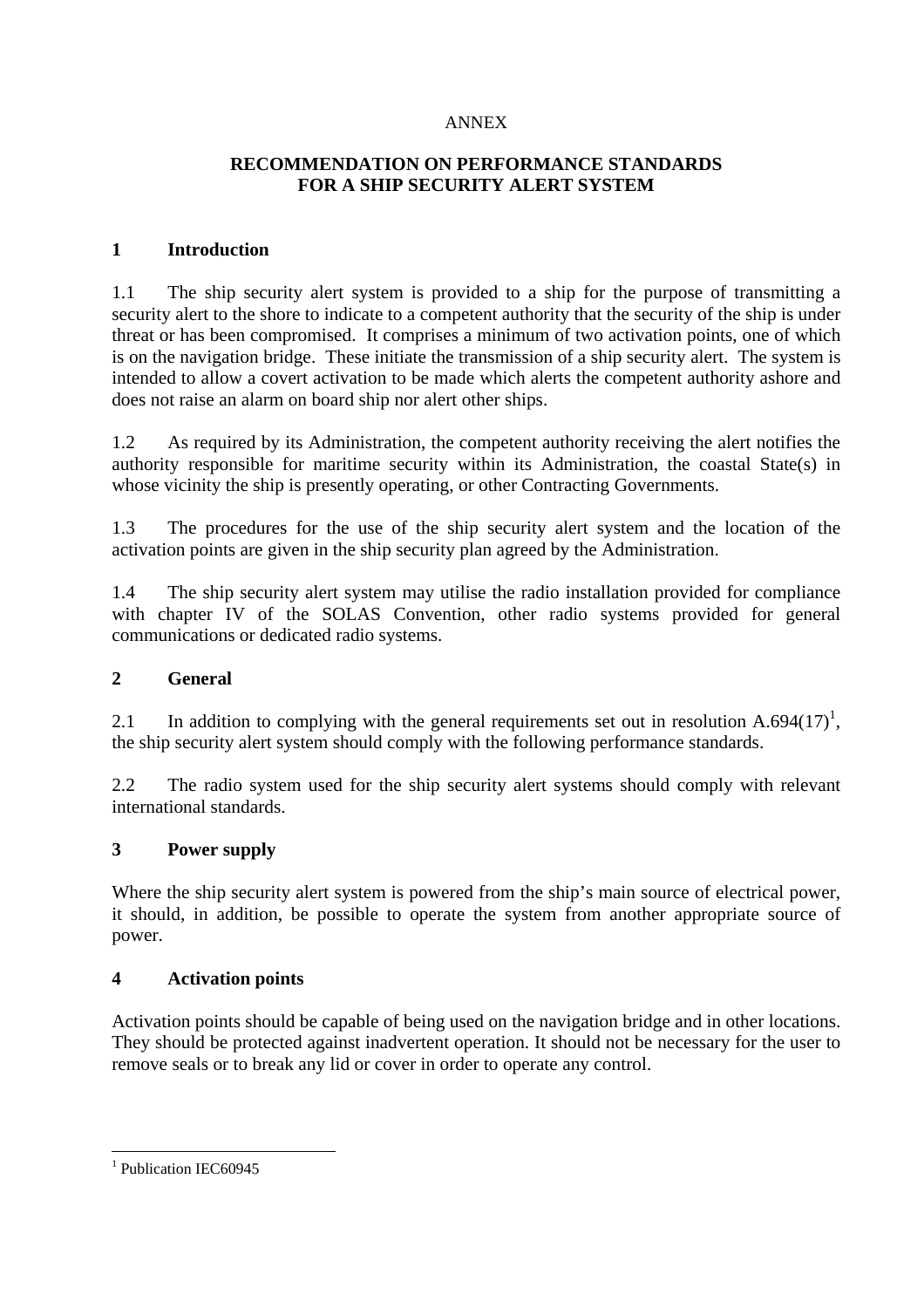ANNEX

# RECOMMENDATION ON PERFORMANCE STANDARDS FOR A SHIP SECURITY ALERT SYSTEM

## 1 Introduction

1.1 The ship security alert system is provided to a ship for the purpose of transmitting a security alert to the shore to indicate to a competent authority that the security of the ship is under threat or has been compromised. It comprises a minimum of two activation points, one of which is on the navigation bridge. These initiate the transmission of a ship security alert. The system is intended to allow a covert activation to be made which alerts the competent authority ashore and does not raise an alarm on board ship nor alert other ships.

1.2 As required by its Administration, the competent authority receiving the alert notifies the authority responsible for maritime security within its Administration, the coastal State(s) in whose vicinity the ship is presently operating, or other Contracting Governments.

1.3 The procedures for the use of the ship security alert system and the location of the activation points are given in the ship security plan agreed by the Administration.

1.4 The ship security alert system may utilise the radio installation provided for compliance with chapter IV of the SOLAS Convention, other radio systems provided for general communications or dedicated radio systems.

## 2 General

2.1 In addition to complying with the general requirements set out in resolution A.694(17)[1], the ship security alert system should comply with the following performance standards.

2.2 The radio system used for the ship security alert systems should comply with relevant international standards.

## 3 Power supply

Where the ship security alert system is powered from the ship's main source of electrical power, it should, in addition, be possible to operate the system from another appropriate source of power.

## 4 Activation points

Activation points should be capable of being used on the navigation bridge and in other locations. They should be protected against inadvertent operation. It should not be necessary for the user to remove seals or to break any lid or cover in order to operate any control.

---

[1] Publication IEC60945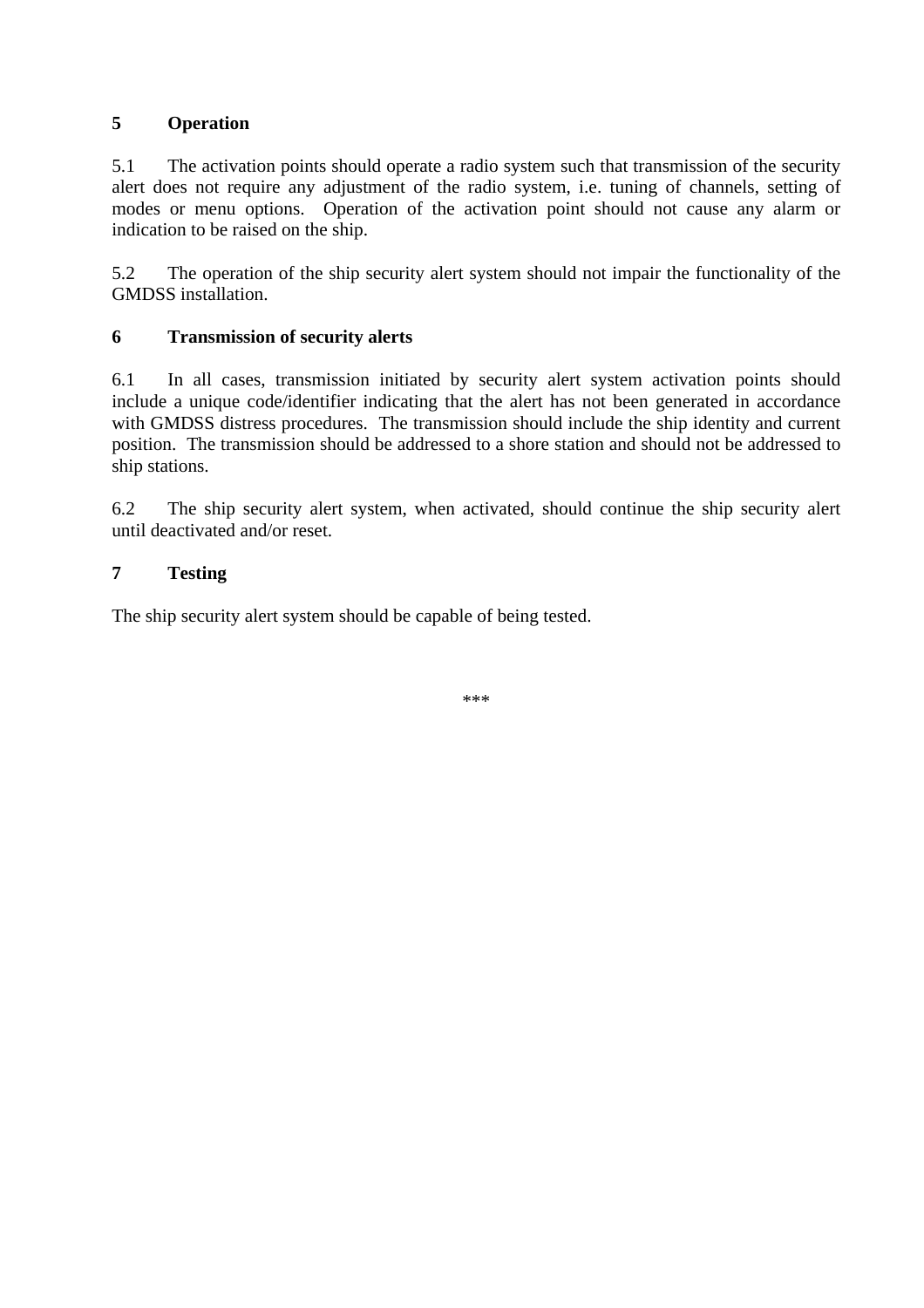## 5 Operation

5.1 The activation points should operate a radio system such that transmission of the security alert does not require any adjustment of the radio system, i.e. tuning of channels, setting of modes or menu options. Operation of the activation point should not cause any alarm or indication to be raised on the ship.

5.2 The operation of the ship security alert system should not impair the functionality of the GMDSS installation.

## 6 Transmission of security alerts

6.1 In all cases, transmission initiated by security alert system activation points should include a unique code/identifier indicating that the alert has not been generated in accordance with GMDSS distress procedures. The transmission should include the ship identity and current position. The transmission should be addressed to a shore station and should not be addressed to ship stations.

6.2 The ship security alert system, when activated, should continue the ship security alert until deactivated and/or reset.

## 7 Testing

The ship security alert system should be capable of being tested.

***